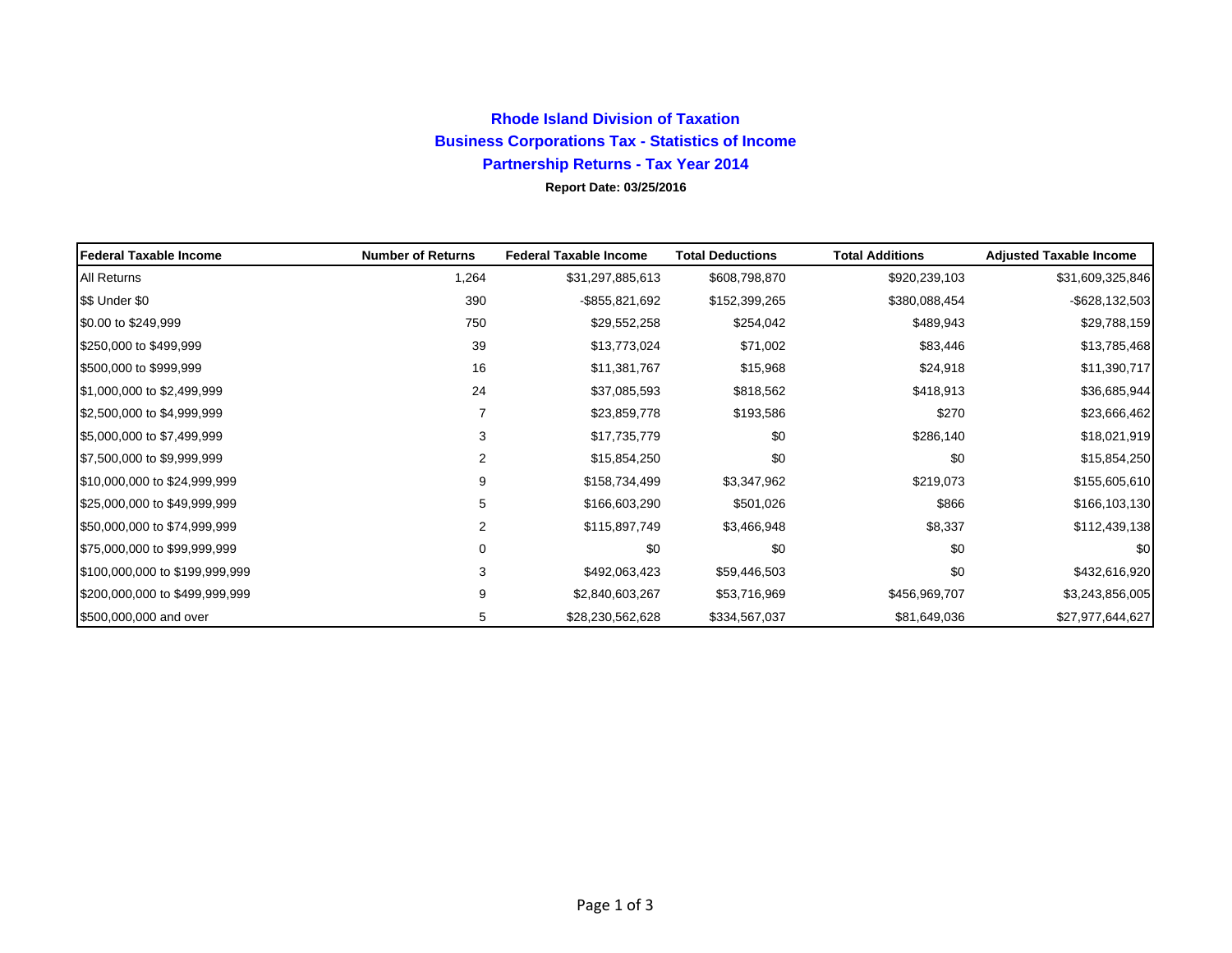# Rhode Island Division of Taxation

## Business Corporations Tax - Statistics of Income

## Partnership Returns - Tax Year 2014

**Report Date: 03/25/2016**

| Federal Taxable Income | Number of Returns | Federal Taxable Income | Total Deductions | Total Additions | Adjusted Taxable Income |
|---|---|---|---|---|---|
| All Returns | 1,264 | $31,297,885,613 | $608,798,870 | $920,239,103 | $31,609,325,846 |
| $$ Under $0 | 390 | -$855,821,692 | $152,399,265 | $380,088,454 | -$628,132,503 |
| $0.00 to $249,999 | 750 | $29,552,258 | $254,042 | $489,943 | $29,788,159 |
| $250,000 to $499,999 | 39 | $13,773,024 | $71,002 | $83,446 | $13,785,468 |
| $500,000 to $999,999 | 16 | $11,381,767 | $15,968 | $24,918 | $11,390,717 |
| $1,000,000 to $2,499,999 | 24 | $37,085,593 | $818,562 | $418,913 | $36,685,944 |
| $2,500,000 to $4,999,999 | 7 | $23,859,778 | $193,586 | $270 | $23,666,462 |
| $5,000,000 to $7,499,999 | 3 | $17,735,779 | $0 | $286,140 | $18,021,919 |
| $7,500,000 to $9,999,999 | 2 | $15,854,250 | $0 | $0 | $15,854,250 |
| $10,000,000 to $24,999,999 | 9 | $158,734,499 | $3,347,962 | $219,073 | $155,605,610 |
| $25,000,000 to $49,999,999 | 5 | $166,603,290 | $501,026 | $866 | $166,103,130 |
| $50,000,000 to $74,999,999 | 2 | $115,897,749 | $3,466,948 | $8,337 | $112,439,138 |
| $75,000,000 to $99,999,999 | 0 | $0 | $0 | $0 | $0 |
| $100,000,000 to $199,999,999 | 3 | $492,063,423 | $59,446,503 | $0 | $432,616,920 |
| $200,000,000 to $499,999,999 | 9 | $2,840,603,267 | $53,716,969 | $456,969,707 | $3,243,856,005 |
| $500,000,000 and over | 5 | $28,230,562,628 | $334,567,037 | $81,649,036 | $27,977,644,627 |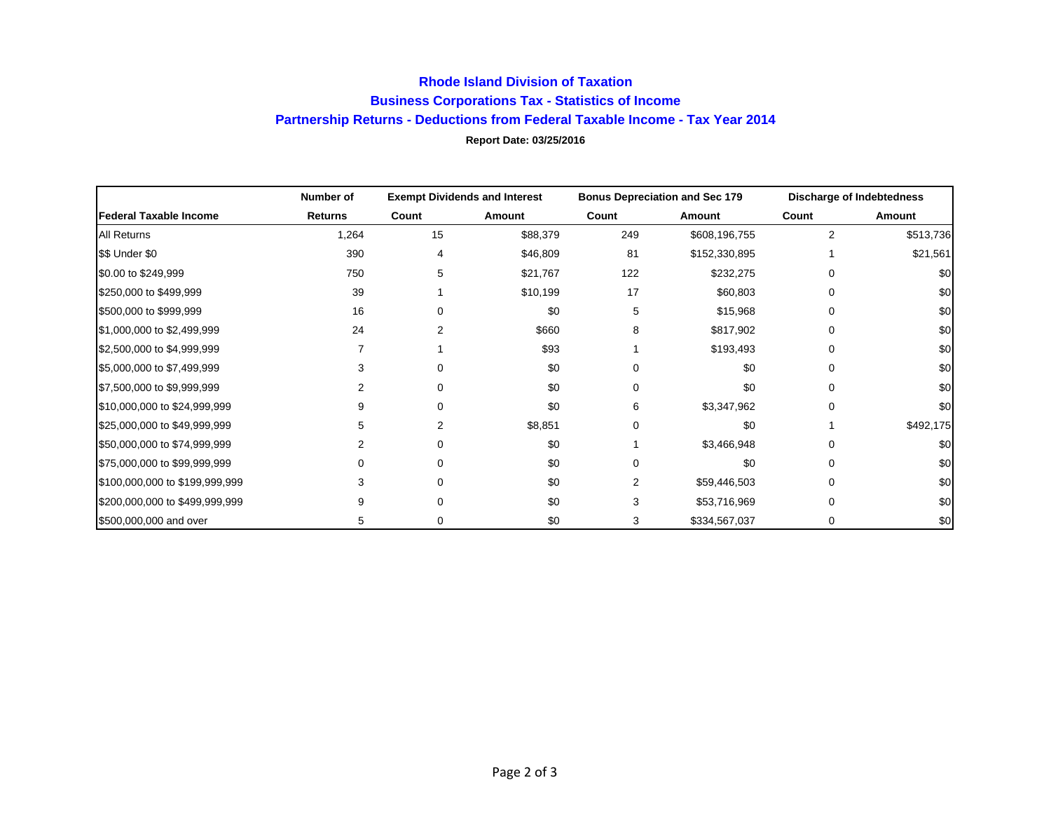# Rhode Island Division of Taxation

## Business Corporations Tax - Statistics of Income

## Partnership Returns - Deductions from Federal Taxable Income - Tax Year 2014

**Report Date: 03/25/2016**

| | Number of | Exempt Dividends and Interest | | Bonus Depreciation and Sec 179 | | Discharge of Indebtedness | |
|---|---|---|---|---|---|---|---|
| **Federal Taxable Income** | **Returns** | **Count** | **Amount** | **Count** | **Amount** | **Count** | **Amount** |
| All Returns | 1,264 | 15 | $88,379 | 249 | $608,196,755 | 2 | $513,736 |
| $$ Under $0 | 390 | 4 | $46,809 | 81 | $152,330,895 | 1 | $21,561 |
| $0.00 to $249,999 | 750 | 5 | $21,767 | 122 | $232,275 | 0 | $0 |
| $250,000 to $499,999 | 39 | 1 | $10,199 | 17 | $60,803 | 0 | $0 |
| $500,000 to $999,999 | 16 | 0 | $0 | 5 | $15,968 | 0 | $0 |
| $1,000,000 to $2,499,999 | 24 | 2 | $660 | 8 | $817,902 | 0 | $0 |
| $2,500,000 to $4,999,999 | 7 | 1 | $93 | 1 | $193,493 | 0 | $0 |
| $5,000,000 to $7,499,999 | 3 | 0 | $0 | 0 | $0 | 0 | $0 |
| $7,500,000 to $9,999,999 | 2 | 0 | $0 | 0 | $0 | 0 | $0 |
| $10,000,000 to $24,999,999 | 9 | 0 | $0 | 6 | $3,347,962 | 0 | $0 |
| $25,000,000 to $49,999,999 | 5 | 2 | $8,851 | 0 | $0 | 1 | $492,175 |
| $50,000,000 to $74,999,999 | 2 | 0 | $0 | 1 | $3,466,948 | 0 | $0 |
| $75,000,000 to $99,999,999 | 0 | 0 | $0 | 0 | $0 | 0 | $0 |
| $100,000,000 to $199,999,999 | 3 | 0 | $0 | 2 | $59,446,503 | 0 | $0 |
| $200,000,000 to $499,999,999 | 9 | 0 | $0 | 3 | $53,716,969 | 0 | $0 |
| $500,000,000 and over | 5 | 0 | $0 | 3 | $334,567,037 | 0 | $0 |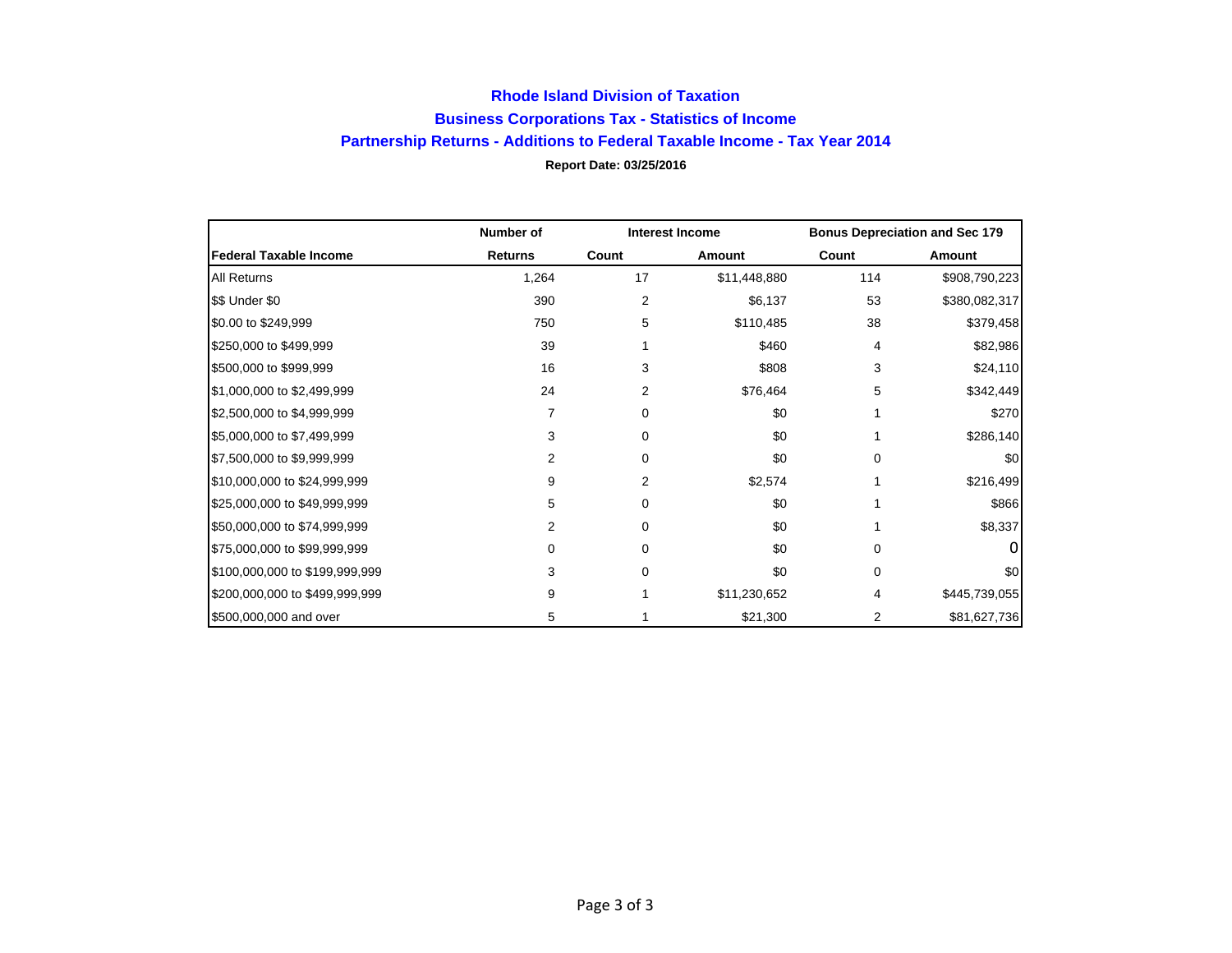# Rhode Island Division of Taxation

## Business Corporations Tax - Statistics of Income

### Partnership Returns - Additions to Federal Taxable Income - Tax Year 2014

**Report Date: 03/25/2016**

| | Number of | Interest Income | | Bonus Depreciation and Sec 179 | |
|---|---|---|---|---|---|
| **Federal Taxable Income** | **Returns** | **Count** | **Amount** | **Count** | **Amount** |
| All Returns | 1,264 | 17 | $11,448,880 | 114 | $908,790,223 |
| $$ Under $0 | 390 | 2 | $6,137 | 53 | $380,082,317 |
| $0.00 to $249,999 | 750 | 5 | $110,485 | 38 | $379,458 |
| $250,000 to $499,999 | 39 | 1 | $460 | 4 | $82,986 |
| $500,000 to $999,999 | 16 | 3 | $808 | 3 | $24,110 |
| $1,000,000 to $2,499,999 | 24 | 2 | $76,464 | 5 | $342,449 |
| $2,500,000 to $4,999,999 | 7 | 0 | $0 | 1 | $270 |
| $5,000,000 to $7,499,999 | 3 | 0 | $0 | 1 | $286,140 |
| $7,500,000 to $9,999,999 | 2 | 0 | $0 | 0 | $0 |
| $10,000,000 to $24,999,999 | 9 | 2 | $2,574 | 1 | $216,499 |
| $25,000,000 to $49,999,999 | 5 | 0 | $0 | 1 | $866 |
| $50,000,000 to $74,999,999 | 2 | 0 | $0 | 1 | $8,337 |
| $75,000,000 to $99,999,999 | 0 | 0 | $0 | 0 | 0 |
| $100,000,000 to $199,999,999 | 3 | 0 | $0 | 0 | $0 |
| $200,000,000 to $499,999,999 | 9 | 1 | $11,230,652 | 4 | $445,739,055 |
| $500,000,000 and over | 5 | 1 | $21,300 | 2 | $81,627,736 |